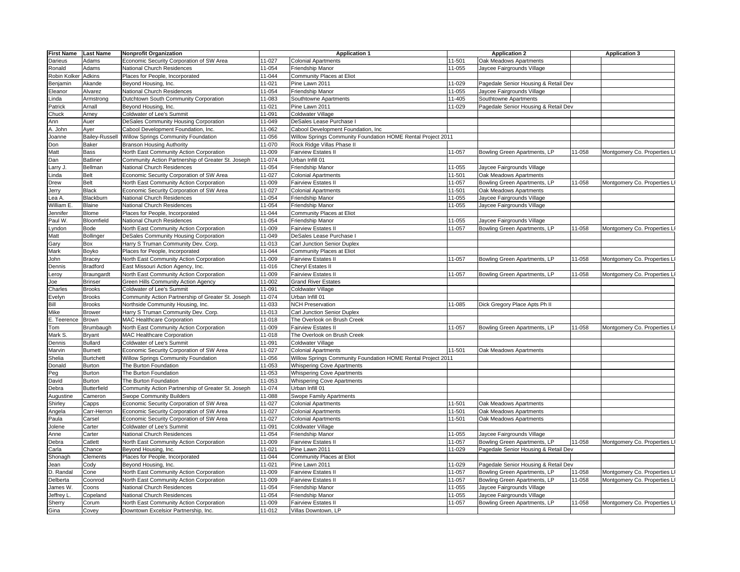| First Name | Last Name | Nonprofit Organization | Application 1 | | Application 2 | | Application 3 | |
|---|---|---|---|---|---|---|---|---|
| Darieus | Adams | Economic Security Corporation of SW Area | 11-027 | Colonial Apartments | 11-501 | Oak Meadows Apartments | | |
| Ronald | Adams | National Church Residences | 11-054 | Friendship Manor | 11-055 | Jaycee Fairgrounds Village | | |
| Robin Kolker | Adkins | Places for People, Incorporated | 11-044 | Community Places at Eliot | | | | |
| Benjamin | Akande | Beyond Housing, Inc. | 11-021 | Pine Lawn 2011 | 11-029 | Pagedale Senior Housing & Retail Dev | | |
| Eleanor | Alvarez | National Church Residences | 11-054 | Friendship Manor | 11-055 | Jaycee Fairgrounds Village | | |
| Linda | Armstrong | Dutchtown South Community Corporation | 11-083 | Southtowne Apartments | 11-405 | Southtowne Apartments | | |
| Patrick | Arnall | Beyond Housing, Inc. | 11-021 | Pine Lawn 2011 | 11-029 | Pagedale Senior Housing & Retail Dev | | |
| Chuck | Arney | Coldwater of Lee's Summit | 11-091 | Coldwater Village | | | | |
| Ann | Auer | DeSales Community Housing Corporation | 11-049 | DeSales Lease Purchase I | | | | |
| A. John | Ayer | Cabool Development Foundation, Inc. | 11-062 | Cabool Development Foundation, Inc | | | | |
| Joanne | Bailey-Russell | Willow Springs Community Foundation | 11-056 | Willow Springs Community Foundation HOME Rental Project 2011 | | | | |
| Don | Baker | Branson Housing Authority | 11-070 | Rock Ridge Villas Phase II | | | | |
| Matt | Bass | North East Community Action Corporation | 11-009 | Fairview Estates II | 11-057 | Bowling Green Apartments, LP | 11-058 | Montgomery Co. Properties L |
| Dan | Batliner | Community Action Partnership of Greater St. Joseph | 11-074 | Urban Infill 01 | | | | |
| Larry J. | Bellman | National Church Residences | 11-054 | Friendship Manor | 11-055 | Jaycee Fairgrounds Village | | |
| Linda | Belt | Economic Security Corporation of SW Area | 11-027 | Colonial Apartments | 11-501 | Oak Meadows Apartments | | |
| Drew | Belt | North East Community Action Corporation | 11-009 | Fairview Estates II | 11-057 | Bowling Green Apartments, LP | 11-058 | Montgomery Co. Properties L |
| Jerry | Black | Economic Security Corporation of SW Area | 11-027 | Colonial Apartments | 11-501 | Oak Meadows Apartments | | |
| Lea A. | Blackburn | National Church Residences | 11-054 | Friendship Manor | 11-055 | Jaycee Fairgrounds Village | | |
| William E. | Blaine | National Church Residences | 11-054 | Friendship Manor | 11-055 | Jaycee Fairgrounds Village | | |
| Jennifer | Blome | Places for People, Incorporated | 11-044 | Community Places at Eliot | | | | |
| Paul W. | Bloomfield | National Church Residences | 11-054 | Friendship Manor | 11-055 | Jaycee Fairgrounds Village | | |
| Lyndon | Bode | North East Community Action Corporation | 11-009 | Fairview Estates II | 11-057 | Bowling Green Apartments, LP | 11-058 | Montgomery Co. Properties L |
| Matt | Bollinger | DeSales Community Housing Corporation | 11-049 | DeSales Lease Purchase I | | | | |
| Gary | Box | Harry S Truman Community Dev. Corp. | 11-013 | Carl Junction Senior Duplex | | | | |
| Mark | Boyko | Places for People, Incorporated | 11-044 | Community Places at Eliot | | | | |
| John | Bracey | North East Community Action Corporation | 11-009 | Fairview Estates II | 11-057 | Bowling Green Apartments, LP | 11-058 | Montgomery Co. Properties L |
| Dennis | Bradford | East Missouri Action Agency, Inc. | 11-016 | Cheryl Estates II | | | | |
| Leroy | Braungardt | North East Community Action Corporation | 11-009 | Fairview Estates II | 11-057 | Bowling Green Apartments, LP | 11-058 | Montgomery Co. Properties L |
| Joe | Brinser | Green Hills Community Action Agency | 11-002 | Grand River Estates | | | | |
| Charles | Brooks | Coldwater of Lee's Summit | 11-091 | Coldwater Village | | | | |
| Evelyn | Brooks | Community Action Partnership of Greater St. Joseph | 11-074 | Urban Infill 01 | | | | |
| Bill | Brooks | Northside Community Housing, Inc. | 11-033 | NCH Preservation | 11-085 | Dick Gregory Place Apts Ph II | | |
| Mike | Brower | Harry S Truman Community Dev. Corp. | 11-013 | Carl Junction Senior Duplex | | | | |
| E. Teerence | Brown | MAC Healthcare Corporation | 11-018 | The Overlook on Brush Creek | | | | |
| Tom | Brumbaugh | North East Community Action Corporation | 11-009 | Fairview Estates II | 11-057 | Bowling Green Apartments, LP | 11-058 | Montgomery Co. Properties L |
| Mark S. | Bryant | MAC Healthcare Corporation | 11-018 | The Overlook on Brush Creek | | | | |
| Dennis | Bullard | Coldwater of Lee's Summit | 11-091 | Coldwater Village | | | | |
| Marvin | Burnett | Economic Security Corporation of SW Area | 11-027 | Colonial Apartments | 11-501 | Oak Meadows Apartments | | |
| Shelia | Burtchett | Willow Springs Community Foundation | 11-056 | Willow Springs Community Foundation HOME Rental Project 2011 | | | | |
| Donald | Burton | The Burton Foundation | 11-053 | Whispering Cove Apartments | | | | |
| Peg | Burton | The Burton Foundation | 11-053 | Whispering Cove Apartments | | | | |
| David | Burton | The Burton Foundation | 11-053 | Whispering Cove Apartments | | | | |
| Debra | Butterfield | Community Action Partnership of Greater St. Joseph | 11-074 | Urban Infill 01 | | | | |
| Augustine | Cameron | Swope Community Builders | 11-088 | Swope Family Apartments | | | | |
| Shirley | Capps | Economic Security Corporation of SW Area | 11-027 | Colonial Apartments | 11-501 | Oak Meadows Apartments | | |
| Angela | Carr-Herron | Economic Security Corporation of SW Area | 11-027 | Colonial Apartments | 11-501 | Oak Meadows Apartments | | |
| Paula | Carsel | Economic Security Corporation of SW Area | 11-027 | Colonial Apartments | 11-501 | Oak Meadows Apartments | | |
| Jolene | Carter | Coldwater of Lee's Summit | 11-091 | Coldwater Village | | | | |
| Anne | Carter | National Church Residences | 11-054 | Friendship Manor | 11-055 | Jaycee Fairgrounds Village | | |
| Debra | Catlett | North East Community Action Corporation | 11-009 | Fairview Estates II | 11-057 | Bowling Green Apartments, LP | 11-058 | Montgomery Co. Properties L |
| Carla | Chance | Beyond Housing, Inc. | 11-021 | Pine Lawn 2011 | 11-029 | Pagedale Senior Housing & Retail Dev | | |
| Shonagh | Clements | Places for People, Incorporated | 11-044 | Community Places at Eliot | | | | |
| Jean | Cody | Beyond Housing, Inc. | 11-021 | Pine Lawn 2011 | 11-029 | Pagedale Senior Housing & Retail Dev | | |
| D. Randal | Cone | North East Community Action Corporation | 11-009 | Fairview Estates II | 11-057 | Bowling Green Apartments, LP | 11-058 | Montgomery Co. Properties L |
| Delberta | Coonrod | North East Community Action Corporation | 11-009 | Fairview Estates II | 11-057 | Bowling Green Apartments, LP | 11-058 | Montgomery Co. Properties L |
| James W. | Coons | National Church Residences | 11-054 | Friendship Manor | 11-055 | Jaycee Fairgrounds Village | | |
| Jeffrey L. | Copeland | National Church Residences | 11-054 | Friendship Manor | 11-055 | Jaycee Fairgrounds Village | | |
| Sherry | Corum | North East Community Action Corporation | 11-009 | Fairview Estates II | 11-057 | Bowling Green Apartments, LP | 11-058 | Montgomery Co. Properties L |
| Gina | Covey | Downtown Excelsior Partnership, Inc. | 11-012 | Villas Downtown, LP | | | | |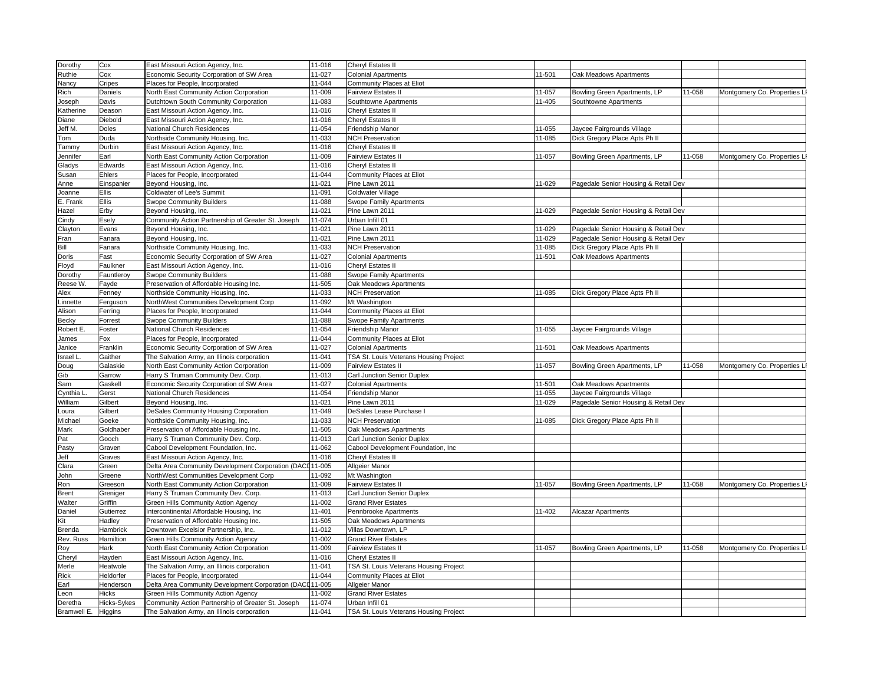| | | | | | | | | |
|---|---|---|---|---|---|---|---|---|
| Dorothy | Cox | East Missouri Action Agency, Inc. | 11-016 | Cheryl Estates II | | | | |
| Ruthie | Cox | Economic Security Corporation of SW Area | 11-027 | Colonial Apartments | 11-501 | Oak Meadows Apartments | | |
| Nancy | Cripes | Places for People, Incorporated | 11-044 | Community Places at Eliot | | | | |
| Rich | Daniels | North East Community Action Corporation | 11-009 | Fairview Estates II | 11-057 | Bowling Green Apartments, LP | 11-058 | Montgomery Co. Properties L |
| Joseph | Davis | Dutchtown South Community Corporation | 11-083 | Southtowne Apartments | 11-405 | Southtowne Apartments | | |
| Katherine | Deason | East Missouri Action Agency, Inc. | 11-016 | Cheryl Estates II | | | | |
| Diane | Diebold | East Missouri Action Agency, Inc. | 11-016 | Cheryl Estates II | | | | |
| Jeff M. | Doles | National Church Residences | 11-054 | Friendship Manor | 11-055 | Jaycee Fairgrounds Village | | |
| Tom | Duda | Northside Community Housing, Inc. | 11-033 | NCH Preservation | 11-085 | Dick Gregory Place Apts Ph II | | |
| Tammy | Durbin | East Missouri Action Agency, Inc. | 11-016 | Cheryl Estates II | | | | |
| Jennifer | Earl | North East Community Action Corporation | 11-009 | Fairview Estates II | 11-057 | Bowling Green Apartments, LP | 11-058 | Montgomery Co. Properties L |
| Gladys | Edwards | East Missouri Action Agency, Inc. | 11-016 | Cheryl Estates II | | | | |
| Susan | Ehlers | Places for People, Incorporated | 11-044 | Community Places at Eliot | | | | |
| Anne | Einspanier | Beyond Housing, Inc. | 11-021 | Pine Lawn 2011 | 11-029 | Pagedale Senior Housing & Retail Dev | | |
| Joanne | Ellis | Coldwater of Lee's Summit | 11-091 | Coldwater Village | | | | |
| E. Frank | Ellis | Swope Community Builders | 11-088 | Swope Family Apartments | | | | |
| Hazel | Erby | Beyond Housing, Inc. | 11-021 | Pine Lawn 2011 | 11-029 | Pagedale Senior Housing & Retail Dev | | |
| Cindy | Esely | Community Action Partnership of Greater St. Joseph | 11-074 | Urban Infill 01 | | | | |
| Clayton | Evans | Beyond Housing, Inc. | 11-021 | Pine Lawn 2011 | 11-029 | Pagedale Senior Housing & Retail Dev | | |
| Fran | Fanara | Beyond Housing, Inc. | 11-021 | Pine Lawn 2011 | 11-029 | Pagedale Senior Housing & Retail Dev | | |
| Bill | Fanara | Northside Community Housing, Inc. | 11-033 | NCH Preservation | 11-085 | Dick Gregory Place Apts Ph II | | |
| Doris | Fast | Economic Security Corporation of SW Area | 11-027 | Colonial Apartments | 11-501 | Oak Meadows Apartments | | |
| Floyd | Faulkner | East Missouri Action Agency, Inc. | 11-016 | Cheryl Estates II | | | | |
| Dorothy | Fauntleroy | Swope Community Builders | 11-088 | Swope Family Apartments | | | | |
| Reese W. | Fayde | Preservation of Affordable Housing Inc. | 11-505 | Oak Meadows Apartments | | | | |
| Alex | Fenney | Northside Community Housing, Inc. | 11-033 | NCH Preservation | 11-085 | Dick Gregory Place Apts Ph II | | |
| Linnette | Ferguson | NorthWest Communities Development Corp | 11-092 | Mt Washington | | | | |
| Alison | Ferring | Places for People, Incorporated | 11-044 | Community Places at Eliot | | | | |
| Becky | Forrest | Swope Community Builders | 11-088 | Swope Family Apartments | | | | |
| Robert E. | Foster | National Church Residences | 11-054 | Friendship Manor | 11-055 | Jaycee Fairgrounds Village | | |
| James | Fox | Places for People, Incorporated | 11-044 | Community Places at Eliot | | | | |
| Janice | Franklin | Economic Security Corporation of SW Area | 11-027 | Colonial Apartments | 11-501 | Oak Meadows Apartments | | |
| Israel L. | Gaither | The Salvation Army, an Illinois corporation | 11-041 | TSA St. Louis Veterans Housing Project | | | | |
| Doug | Galaskie | North East Community Action Corporation | 11-009 | Fairview Estates II | 11-057 | Bowling Green Apartments, LP | 11-058 | Montgomery Co. Properties L |
| Gib | Garrow | Harry S Truman Community Dev. Corp. | 11-013 | Carl Junction Senior Duplex | | | | |
| Sam | Gaskell | Economic Security Corporation of SW Area | 11-027 | Colonial Apartments | 11-501 | Oak Meadows Apartments | | |
| Cynthia L. | Gerst | National Church Residences | 11-054 | Friendship Manor | 11-055 | Jaycee Fairgrounds Village | | |
| William | Gilbert | Beyond Housing, Inc. | 11-021 | Pine Lawn 2011 | 11-029 | Pagedale Senior Housing & Retail Dev | | |
| Loura | Gilbert | DeSales Community Housing Corporation | 11-049 | DeSales Lease Purchase I | | | | |
| Michael | Goeke | Northside Community Housing, Inc. | 11-033 | NCH Preservation | 11-085 | Dick Gregory Place Apts Ph II | | |
| Mark | Goldhaber | Preservation of Affordable Housing Inc. | 11-505 | Oak Meadows Apartments | | | | |
| Pat | Gooch | Harry S Truman Community Dev. Corp. | 11-013 | Carl Junction Senior Duplex | | | | |
| Pasty | Graven | Cabool Development Foundation, Inc. | 11-062 | Cabool Development Foundation, Inc | | | | |
| Jeff | Graves | East Missouri Action Agency, Inc. | 11-016 | Cheryl Estates II | | | | |
| Clara | Green | Delta Area Community Development Corporation (DACD | 11-005 | Allgeier Manor | | | | |
| John | Greene | NorthWest Communities Development Corp | 11-092 | Mt Washington | | | | |
| Ron | Greeson | North East Community Action Corporation | 11-009 | Fairview Estates II | 11-057 | Bowling Green Apartments, LP | 11-058 | Montgomery Co. Properties L |
| Brent | Greniger | Harry S Truman Community Dev. Corp. | 11-013 | Carl Junction Senior Duplex | | | | |
| Walter | Griffin | Green Hills Community Action Agency | 11-002 | Grand River Estates | | | | |
| Daniel | Gutierrez | Intercontinental Affordable Housing, Inc | 11-401 | Pennbrooke Apartments | 11-402 | Alcazar Apartments | | |
| Kit | Hadley | Preservation of Affordable Housing Inc. | 11-505 | Oak Meadows Apartments | | | | |
| Brenda | Hambrick | Downtown Excelsior Partnership, Inc. | 11-012 | Villas Downtown, LP | | | | |
| Rev. Russ | Hamiltion | Green Hills Community Action Agency | 11-002 | Grand River Estates | | | | |
| Roy | Hark | North East Community Action Corporation | 11-009 | Fairview Estates II | 11-057 | Bowling Green Apartments, LP | 11-058 | Montgomery Co. Properties L |
| Cheryl | Hayden | East Missouri Action Agency, Inc. | 11-016 | Cheryl Estates II | | | | |
| Merle | Heatwole | The Salvation Army, an Illinois corporation | 11-041 | TSA St. Louis Veterans Housing Project | | | | |
| Rick | Heldorfer | Places for People, Incorporated | 11-044 | Community Places at Eliot | | | | |
| Earl | Henderson | Delta Area Community Development Corporation (DACD | 11-005 | Allgeier Manor | | | | |
| Leon | Hicks | Green Hills Community Action Agency | 11-002 | Grand River Estates | | | | |
| Deretha | Hicks-Sykes | Community Action Partnership of Greater St. Joseph | 11-074 | Urban Infill 01 | | | | |
| Bramwell E. | Higgins | The Salvation Army, an Illinois corporation | 11-041 | TSA St. Louis Veterans Housing Project | | | | |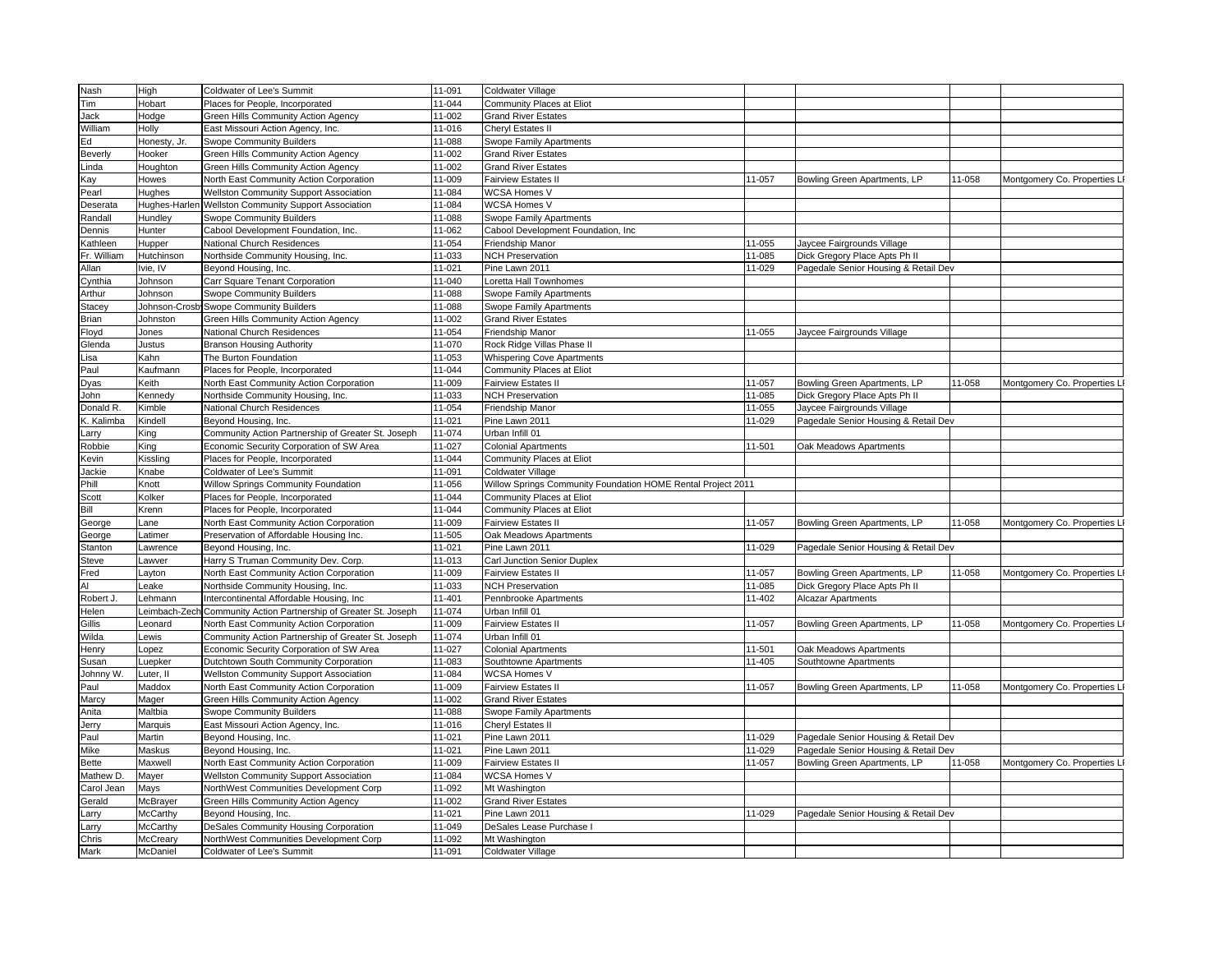| | | | | | | | | |
|---|---|---|---|---|---|---|---|---|
| Nash | High | Coldwater of Lee's Summit | 11-091 | Coldwater Village | | | | |
| Tim | Hobart | Places for People, Incorporated | 11-044 | Community Places at Eliot | | | | |
| Jack | Hodge | Green Hills Community Action Agency | 11-002 | Grand River Estates | | | | |
| William | Holly | East Missouri Action Agency, Inc. | 11-016 | Cheryl Estates II | | | | |
| Ed | Honesty, Jr. | Swope Community Builders | 11-088 | Swope Family Apartments | | | | |
| Beverly | Hooker | Green Hills Community Action Agency | 11-002 | Grand River Estates | | | | |
| Linda | Houghton | Green Hills Community Action Agency | 11-002 | Grand River Estates | | | | |
| Kay | Howes | North East Community Action Corporation | 11-009 | Fairview Estates II | 11-057 | Bowling Green Apartments, LP | 11-058 | Montgomery Co. Properties LP |
| Pearl | Hughes | Wellston Community Support Association | 11-084 | WCSA Homes V | | | | |
| Deserata | Hughes-Harlen | Wellston Community Support Association | 11-084 | WCSA Homes V | | | | |
| Randall | Hundley | Swope Community Builders | 11-088 | Swope Family Apartments | | | | |
| Dennis | Hunter | Cabool Development Foundation, Inc. | 11-062 | Cabool Development Foundation, Inc | | | | |
| Kathleen | Hupper | National Church Residences | 11-054 | Friendship Manor | 11-055 | Jaycee Fairgrounds Village | | |
| Fr. William | Hutchinson | Northside Community Housing, Inc. | 11-033 | NCH Preservation | 11-085 | Dick Gregory Place Apts Ph II | | |
| Allan | Ivie, IV | Beyond Housing, Inc. | 11-021 | Pine Lawn 2011 | 11-029 | Pagedale Senior Housing & Retail Dev | | |
| Cynthia | Johnson | Carr Square Tenant Corporation | 11-040 | Loretta Hall Townhomes | | | | |
| Arthur | Johnson | Swope Community Builders | 11-088 | Swope Family Apartments | | | | |
| Stacey | Johnson-Crosby | Swope Community Builders | 11-088 | Swope Family Apartments | | | | |
| Brian | Johnston | Green Hills Community Action Agency | 11-002 | Grand River Estates | | | | |
| Floyd | Jones | National Church Residences | 11-054 | Friendship Manor | 11-055 | Jaycee Fairgrounds Village | | |
| Glenda | Justus | Branson Housing Authority | 11-070 | Rock Ridge Villas Phase II | | | | |
| Lisa | Kahn | The Burton Foundation | 11-053 | Whispering Cove Apartments | | | | |
| Paul | Kaufmann | Places for People, Incorporated | 11-044 | Community Places at Eliot | | | | |
| Dyas | Keith | North East Community Action Corporation | 11-009 | Fairview Estates II | 11-057 | Bowling Green Apartments, LP | 11-058 | Montgomery Co. Properties LP |
| John | Kennedy | Northside Community Housing, Inc. | 11-033 | NCH Preservation | 11-085 | Dick Gregory Place Apts Ph II | | |
| Donald R. | Kimble | National Church Residences | 11-054 | Friendship Manor | 11-055 | Jaycee Fairgrounds Village | | |
| K. Kalimba | Kindell | Beyond Housing, Inc. | 11-021 | Pine Lawn 2011 | 11-029 | Pagedale Senior Housing & Retail Dev | | |
| Larry | King | Community Action Partnership of Greater St. Joseph | 11-074 | Urban Infill 01 | | | | |
| Robbie | King | Economic Security Corporation of SW Area | 11-027 | Colonial Apartments | 11-501 | Oak Meadows Apartments | | |
| Kevin | Kissling | Places for People, Incorporated | 11-044 | Community Places at Eliot | | | | |
| Jackie | Knabe | Coldwater of Lee's Summit | 11-091 | Coldwater Village | | | | |
| Phill | Knott | Willow Springs Community Foundation | 11-056 | Willow Springs Community Foundation HOME Rental Project 2011 | | | | |
| Scott | Kolker | Places for People, Incorporated | 11-044 | Community Places at Eliot | | | | |
| Bill | Krenn | Places for People, Incorporated | 11-044 | Community Places at Eliot | | | | |
| George | Lane | North East Community Action Corporation | 11-009 | Fairview Estates II | 11-057 | Bowling Green Apartments, LP | 11-058 | Montgomery Co. Properties LP |
| George | Latimer | Preservation of Affordable Housing Inc. | 11-505 | Oak Meadows Apartments | | | | |
| Stanton | Lawrence | Beyond Housing, Inc. | 11-021 | Pine Lawn 2011 | 11-029 | Pagedale Senior Housing & Retail Dev | | |
| Steve | Lawver | Harry S Truman Community Dev. Corp. | 11-013 | Carl Junction Senior Duplex | | | | |
| Fred | Layton | North East Community Action Corporation | 11-009 | Fairview Estates II | 11-057 | Bowling Green Apartments, LP | 11-058 | Montgomery Co. Properties LP |
| Al | Leake | Northside Community Housing, Inc. | 11-033 | NCH Preservation | 11-085 | Dick Gregory Place Apts Ph II | | |
| Robert J. | Lehmann | Intercontinental Affordable Housing, Inc | 11-401 | Pennbrooke Apartments | 11-402 | Alcazar Apartments | | |
| Helen | Leimbach-Zech | Community Action Partnership of Greater St. Joseph | 11-074 | Urban Infill 01 | | | | |
| Gillis | Leonard | North East Community Action Corporation | 11-009 | Fairview Estates II | 11-057 | Bowling Green Apartments, LP | 11-058 | Montgomery Co. Properties LP |
| Wilda | Lewis | Community Action Partnership of Greater St. Joseph | 11-074 | Urban Infill 01 | | | | |
| Henry | Lopez | Economic Security Corporation of SW Area | 11-027 | Colonial Apartments | 11-501 | Oak Meadows Apartments | | |
| Susan | Luepker | Dutchtown South Community Corporation | 11-083 | Southtowne Apartments | 11-405 | Southtowne Apartments | | |
| Johnny W. | Luter, II | Wellston Community Support Association | 11-084 | WCSA Homes V | | | | |
| Paul | Maddox | North East Community Action Corporation | 11-009 | Fairview Estates II | 11-057 | Bowling Green Apartments, LP | 11-058 | Montgomery Co. Properties LP |
| Marcy | Mager | Green Hills Community Action Agency | 11-002 | Grand River Estates | | | | |
| Anita | Maltbia | Swope Community Builders | 11-088 | Swope Family Apartments | | | | |
| Jerry | Marquis | East Missouri Action Agency, Inc. | 11-016 | Cheryl Estates II | | | | |
| Paul | Martin | Beyond Housing, Inc. | 11-021 | Pine Lawn 2011 | 11-029 | Pagedale Senior Housing & Retail Dev | | |
| Mike | Maskus | Beyond Housing, Inc. | 11-021 | Pine Lawn 2011 | 11-029 | Pagedale Senior Housing & Retail Dev | | |
| Bette | Maxwell | North East Community Action Corporation | 11-009 | Fairview Estates II | 11-057 | Bowling Green Apartments, LP | 11-058 | Montgomery Co. Properties LP |
| Mathew D. | Mayer | Wellston Community Support Association | 11-084 | WCSA Homes V | | | | |
| Carol Jean | Mays | NorthWest Communities Development Corp | 11-092 | Mt Washington | | | | |
| Gerald | McBrayer | Green Hills Community Action Agency | 11-002 | Grand River Estates | | | | |
| Larry | McCarthy | Beyond Housing, Inc. | 11-021 | Pine Lawn 2011 | 11-029 | Pagedale Senior Housing & Retail Dev | | |
| Larry | McCarthy | DeSales Community Housing Corporation | 11-049 | DeSales Lease Purchase I | | | | |
| Chris | McCreary | NorthWest Communities Development Corp | 11-092 | Mt Washington | | | | |
| Mark | McDaniel | Coldwater of Lee's Summit | 11-091 | Coldwater Village | | | | |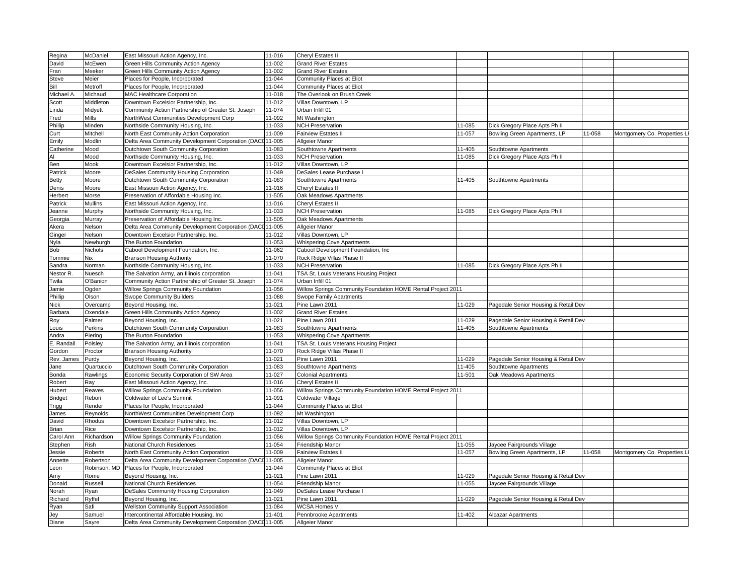| | | | | | | | | |
|---|---|---|---|---|---|---|---|---|
| Regina | McDaniel | East Missouri Action Agency, Inc. | 11-016 | Cheryl Estates II | | | | |
| David | McEwen | Green Hills Community Action Agency | 11-002 | Grand River Estates | | | | |
| Fran | Meeker | Green Hills Community Action Agency | 11-002 | Grand River Estates | | | | |
| Steve | Meier | Places for People, Incorporated | 11-044 | Community Places at Eliot | | | | |
| Bill | Metroff | Places for People, Incorporated | 11-044 | Community Places at Eliot | | | | |
| Michael A. | Michaud | MAC Healthcare Corporation | 11-018 | The Overlook on Brush Creek | | | | |
| Scott | Middleton | Downtown Excelsior Partnership, Inc. | 11-012 | Villas Downtown, LP | | | | |
| Linda | Midyett | Community Action Partnership of Greater St. Joseph | 11-074 | Urban Infill 01 | | | | |
| Fred | Mills | NorthWest Communities Development Corp | 11-092 | Mt Washington | | | | |
| Phillip | Minden | Northside Community Housing, Inc. | 11-033 | NCH Preservation | 11-085 | Dick Gregory Place Apts Ph II | | |
| Curt | Mitchell | North East Community Action Corporation | 11-009 | Fairview Estates II | 11-057 | Bowling Green Apartments, LP | 11-058 | Montgomery Co. Properties L |
| Emily | Modlin | Delta Area Community Development Corporation (DACD | 11-005 | Allgeier Manor | | | | |
| Catherine | Mood | Dutchtown South Community Corporation | 11-083 | Southtowne Apartments | 11-405 | Southtowne Apartments | | |
| Al | Mood | Northside Community Housing, Inc. | 11-033 | NCH Preservation | 11-085 | Dick Gregory Place Apts Ph II | | |
| Ben | Mook | Downtown Excelsior Partnership, Inc. | 11-012 | Villas Downtown, LP | | | | |
| Patrick | Moore | DeSales Community Housing Corporation | 11-049 | DeSales Lease Purchase I | | | | |
| Betty | Moore | Dutchtown South Community Corporation | 11-083 | Southtowne Apartments | 11-405 | Southtowne Apartments | | |
| Denis | Moore | East Missouri Action Agency, Inc. | 11-016 | Cheryl Estates II | | | | |
| Herbert | Morse | Preservation of Affordable Housing Inc. | 11-505 | Oak Meadows Apartments | | | | |
| Patrick | Mullins | East Missouri Action Agency, Inc. | 11-016 | Cheryl Estates II | | | | |
| Jeanne | Murphy | Northside Community Housing, Inc. | 11-033 | NCH Preservation | 11-085 | Dick Gregory Place Apts Ph II | | |
| Georgia | Murray | Preservation of Affordable Housing Inc. | 11-505 | Oak Meadows Apartments | | | | |
| Akera | Nelson | Delta Area Community Development Corporation (DACD | 11-005 | Allgeier Manor | | | | |
| Ginger | Nelson | Downtown Excelsior Partnership, Inc. | 11-012 | Villas Downtown, LP | | | | |
| Nyla | Newburgh | The Burton Foundation | 11-053 | Whispering Cove Apartments | | | | |
| Bob | Nichols | Cabool Development Foundation, Inc. | 11-062 | Cabool Development Foundation, Inc | | | | |
| Tommie | Nix | Branson Housing Authority | 11-070 | Rock Ridge Villas Phase II | | | | |
| Sandra | Norman | Northside Community Housing, Inc. | 11-033 | NCH Preservation | 11-085 | Dick Gregory Place Apts Ph II | | |
| Nestor R. | Nuesch | The Salvation Army, an Illinois corporation | 11-041 | TSA St. Louis Veterans Housing Project | | | | |
| Twila | O'Banion | Community Action Partnership of Greater St. Joseph | 11-074 | Urban Infill 01 | | | | |
| Jamie | Ogden | Willow Springs Community Foundation | 11-056 | Willow Springs Community Foundation HOME Rental Project 2011 | | | | |
| Phillip | Olson | Swope Community Builders | 11-088 | Swope Family Apartments | | | | |
| Nick | Overcamp | Beyond Housing, Inc. | 11-021 | Pine Lawn 2011 | 11-029 | Pagedale Senior Housing & Retail Dev | | |
| Barbara | Oxendale | Green Hills Community Action Agency | 11-002 | Grand River Estates | | | | |
| Roy | Palmer | Beyond Housing, Inc. | 11-021 | Pine Lawn 2011 | 11-029 | Pagedale Senior Housing & Retail Dev | | |
| Louis | Perkins | Dutchtown South Community Corporation | 11-083 | Southtowne Apartments | 11-405 | Southtowne Apartments | | |
| Andra | Piering | The Burton Foundation | 11-053 | Whispering Cove Apartments | | | | |
| E. Randall | Polsley | The Salvation Army, an Illinois corporation | 11-041 | TSA St. Louis Veterans Housing Project | | | | |
| Gordon | Proctor | Branson Housing Authority | 11-070 | Rock Ridge Villas Phase II | | | | |
| Rev. James | Purdy | Beyond Housing, Inc. | 11-021 | Pine Lawn 2011 | 11-029 | Pagedale Senior Housing & Retail Dev | | |
| Jane | Quartuccio | Dutchtown South Community Corporation | 11-083 | Southtowne Apartments | 11-405 | Southtowne Apartments | | |
| Bonda | Rawlings | Economic Security Corporation of SW Area | 11-027 | Colonial Apartments | 11-501 | Oak Meadows Apartments | | |
| Robert | Ray | East Missouri Action Agency, Inc. | 11-016 | Cheryl Estates II | | | | |
| Hubert | Reaves | Willow Springs Community Foundation | 11-056 | Willow Springs Community Foundation HOME Rental Project 2011 | | | | |
| Bridget | Rebori | Coldwater of Lee's Summit | 11-091 | Coldwater Village | | | | |
| Trigg | Render | Places for People, Incorporated | 11-044 | Community Places at Eliot | | | | |
| James | Reynolds | NorthWest Communities Development Corp | 11-092 | Mt Washington | | | | |
| David | Rhodus | Downtown Excelsior Partnership, Inc. | 11-012 | Villas Downtown, LP | | | | |
| Brian | Rice | Downtown Excelsior Partnership, Inc. | 11-012 | Villas Downtown, LP | | | | |
| Carol Ann | Richardson | Willow Springs Community Foundation | 11-056 | Willow Springs Community Foundation HOME Rental Project 2011 | | | | |
| Stephen | Rish | National Church Residences | 11-054 | Friendship Manor | 11-055 | Jaycee Fairgrounds Village | | |
| Jessie | Roberts | North East Community Action Corporation | 11-009 | Fairview Estates II | 11-057 | Bowling Green Apartments, LP | 11-058 | Montgomery Co. Properties L |
| Annette | Robertson | Delta Area Community Development Corporation (DACD | 11-005 | Allgeier Manor | | | | |
| Leon | Robinson, MD | Places for People, Incorporated | 11-044 | Community Places at Eliot | | | | |
| Amy | Rome | Beyond Housing, Inc. | 11-021 | Pine Lawn 2011 | 11-029 | Pagedale Senior Housing & Retail Dev | | |
| Donald | Russell | National Church Residences | 11-054 | Friendship Manor | 11-055 | Jaycee Fairgrounds Village | | |
| Norah | Ryan | DeSales Community Housing Corporation | 11-049 | DeSales Lease Purchase I | | | | |
| Richard | Ryffel | Beyond Housing, Inc. | 11-021 | Pine Lawn 2011 | 11-029 | Pagedale Senior Housing & Retail Dev | | |
| Ryan | Safi | Wellston Community Support Association | 11-084 | WCSA Homes V | | | | |
| Jey | Samuel | Intercontinental Affordable Housing, Inc | 11-401 | Pennbrooke Apartments | 11-402 | Alcazar Apartments | | |
| Diane | Sayre | Delta Area Community Development Corporation (DACD | 11-005 | Allgeier Manor | | | | |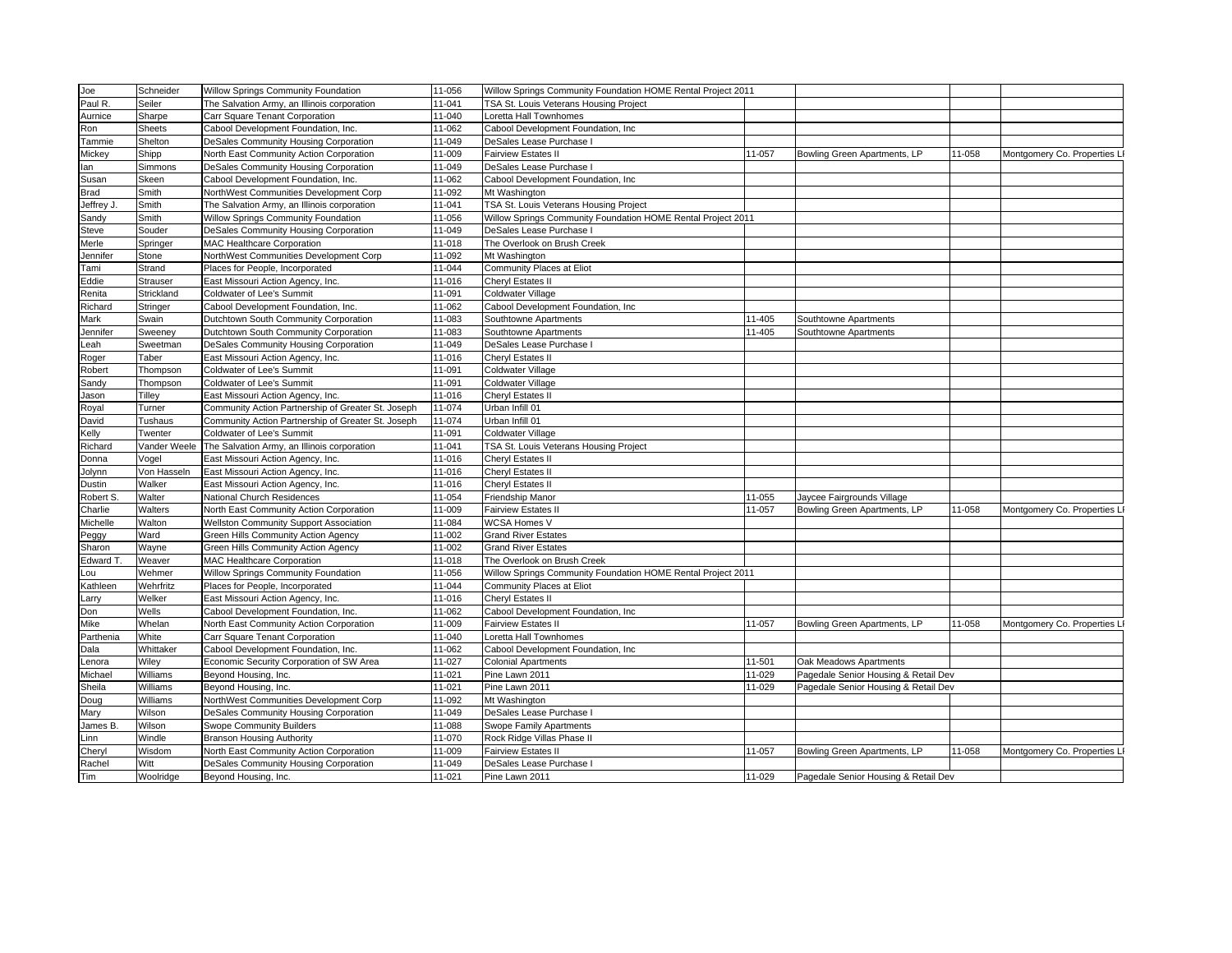| Joe | Schneider | Willow Springs Community Foundation | 11-056 | Willow Springs Community Foundation HOME Rental Project 2011 | | | | |
|---|---|---|---|---|---|---|---|---|
| Paul R. | Seiler | The Salvation Army, an Illinois corporation | 11-041 | TSA St. Louis Veterans Housing Project | | | | |
| Aurnice | Sharpe | Carr Square Tenant Corporation | 11-040 | Loretta Hall Townhomes | | | | |
| Ron | Sheets | Cabool Development Foundation, Inc. | 11-062 | Cabool Development Foundation, Inc | | | | |
| Tammie | Shelton | DeSales Community Housing Corporation | 11-049 | DeSales Lease Purchase I | | | | |
| Mickey | Shipp | North East Community Action Corporation | 11-009 | Fairview Estates II | 11-057 | Bowling Green Apartments, LP | 11-058 | Montgomery Co. Properties L |
| Ian | Simmons | DeSales Community Housing Corporation | 11-049 | DeSales Lease Purchase I | | | | |
| Susan | Skeen | Cabool Development Foundation, Inc. | 11-062 | Cabool Development Foundation, Inc | | | | |
| Brad | Smith | NorthWest Communities Development Corp | 11-092 | Mt Washington | | | | |
| Jeffrey J. | Smith | The Salvation Army, an Illinois corporation | 11-041 | TSA St. Louis Veterans Housing Project | | | | |
| Sandy | Smith | Willow Springs Community Foundation | 11-056 | Willow Springs Community Foundation HOME Rental Project 2011 | | | | |
| Steve | Souder | DeSales Community Housing Corporation | 11-049 | DeSales Lease Purchase I | | | | |
| Merle | Springer | MAC Healthcare Corporation | 11-018 | The Overlook on Brush Creek | | | | |
| Jennifer | Stone | NorthWest Communities Development Corp | 11-092 | Mt Washington | | | | |
| Tami | Strand | Places for People, Incorporated | 11-044 | Community Places at Eliot | | | | |
| Eddie | Strauser | East Missouri Action Agency, Inc. | 11-016 | Cheryl Estates II | | | | |
| Renita | Strickland | Coldwater of Lee's Summit | 11-091 | Coldwater Village | | | | |
| Richard | Stringer | Cabool Development Foundation, Inc. | 11-062 | Cabool Development Foundation, Inc | | | | |
| Mark | Swain | Dutchtown South Community Corporation | 11-083 | Southtowne Apartments | 11-405 | Southtowne Apartments | | |
| Jennifer | Sweeney | Dutchtown South Community Corporation | 11-083 | Southtowne Apartments | 11-405 | Southtowne Apartments | | |
| Leah | Sweetman | DeSales Community Housing Corporation | 11-049 | DeSales Lease Purchase I | | | | |
| Roger | Taber | East Missouri Action Agency, Inc. | 11-016 | Cheryl Estates II | | | | |
| Robert | Thompson | Coldwater of Lee's Summit | 11-091 | Coldwater Village | | | | |
| Sandy | Thompson | Coldwater of Lee's Summit | 11-091 | Coldwater Village | | | | |
| Jason | Tilley | East Missouri Action Agency, Inc. | 11-016 | Cheryl Estates II | | | | |
| Royal | Turner | Community Action Partnership of Greater St. Joseph | 11-074 | Urban Infill 01 | | | | |
| David | Tushaus | Community Action Partnership of Greater St. Joseph | 11-074 | Urban Infill 01 | | | | |
| Kelly | Twenter | Coldwater of Lee's Summit | 11-091 | Coldwater Village | | | | |
| Richard | Vander Weele | The Salvation Army, an Illinois corporation | 11-041 | TSA St. Louis Veterans Housing Project | | | | |
| Donna | Vogel | East Missouri Action Agency, Inc. | 11-016 | Cheryl Estates II | | | | |
| Jolynn | Von Hasseln | East Missouri Action Agency, Inc. | 11-016 | Cheryl Estates II | | | | |
| Dustin | Walker | East Missouri Action Agency, Inc. | 11-016 | Cheryl Estates II | | | | |
| Robert S. | Walter | National Church Residences | 11-054 | Friendship Manor | 11-055 | Jaycee Fairgrounds Village | | |
| Charlie | Walters | North East Community Action Corporation | 11-009 | Fairview Estates II | 11-057 | Bowling Green Apartments, LP | 11-058 | Montgomery Co. Properties L |
| Michelle | Walton | Wellston Community Support Association | 11-084 | WCSA Homes V | | | | |
| Peggy | Ward | Green Hills Community Action Agency | 11-002 | Grand River Estates | | | | |
| Sharon | Wayne | Green Hills Community Action Agency | 11-002 | Grand River Estates | | | | |
| Edward T. | Weaver | MAC Healthcare Corporation | 11-018 | The Overlook on Brush Creek | | | | |
| Lou | Wehmer | Willow Springs Community Foundation | 11-056 | Willow Springs Community Foundation HOME Rental Project 2011 | | | | |
| Kathleen | Wehrfritz | Places for People, Incorporated | 11-044 | Community Places at Eliot | | | | |
| Larry | Welker | East Missouri Action Agency, Inc. | 11-016 | Cheryl Estates II | | | | |
| Don | Wells | Cabool Development Foundation, Inc. | 11-062 | Cabool Development Foundation, Inc | | | | |
| Mike | Whelan | North East Community Action Corporation | 11-009 | Fairview Estates II | 11-057 | Bowling Green Apartments, LP | 11-058 | Montgomery Co. Properties L |
| Parthenia | White | Carr Square Tenant Corporation | 11-040 | Loretta Hall Townhomes | | | | |
| Dala | Whittaker | Cabool Development Foundation, Inc. | 11-062 | Cabool Development Foundation, Inc | | | | |
| Lenora | Wiley | Economic Security Corporation of SW Area | 11-027 | Colonial Apartments | 11-501 | Oak Meadows Apartments | | |
| Michael | Williams | Beyond Housing, Inc. | 11-021 | Pine Lawn 2011 | 11-029 | Pagedale Senior Housing & Retail Dev | | |
| Sheila | Williams | Beyond Housing, Inc. | 11-021 | Pine Lawn 2011 | 11-029 | Pagedale Senior Housing & Retail Dev | | |
| Doug | Williams | NorthWest Communities Development Corp | 11-092 | Mt Washington | | | | |
| Mary | Wilson | DeSales Community Housing Corporation | 11-049 | DeSales Lease Purchase I | | | | |
| James B. | Wilson | Swope Community Builders | 11-088 | Swope Family Apartments | | | | |
| Linn | Windle | Branson Housing Authority | 11-070 | Rock Ridge Villas Phase II | | | | |
| Cheryl | Wisdom | North East Community Action Corporation | 11-009 | Fairview Estates II | 11-057 | Bowling Green Apartments, LP | 11-058 | Montgomery Co. Properties L |
| Rachel | Witt | DeSales Community Housing Corporation | 11-049 | DeSales Lease Purchase I | | | | |
| Tim | Woolridge | Beyond Housing, Inc. | 11-021 | Pine Lawn 2011 | 11-029 | Pagedale Senior Housing & Retail Dev | | |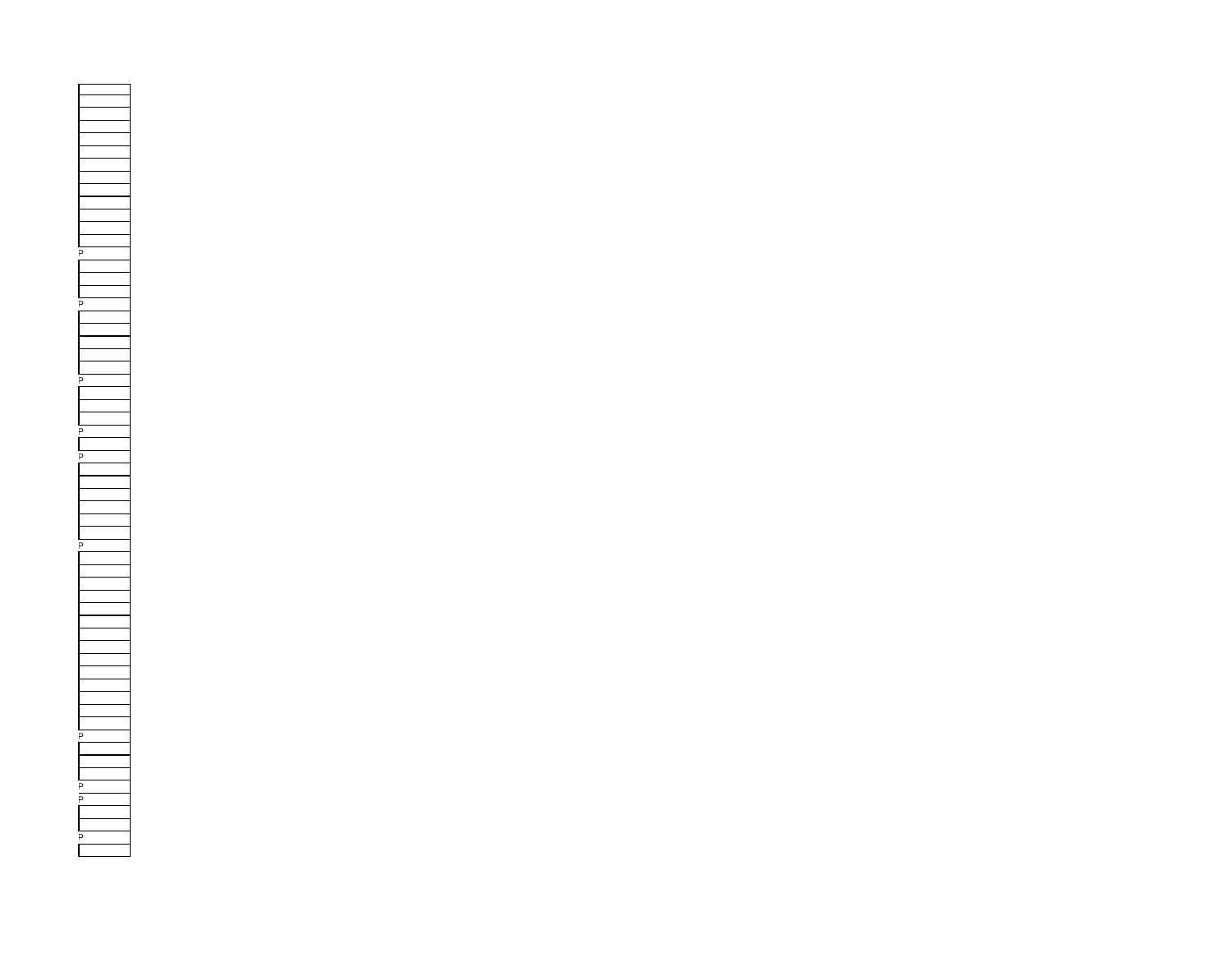| |
|---|
| |
| |
| |
| |
| |
| |
| |
| |
| |
| |
| |
| |
| P |
| |
| |
| |
| P |
| |
| |
| |
| |
| |
| P |
| |
| |
| |
| P |
| |
| P |
| |
| |
| |
| |
| |
| |
| P |
| |
| |
| |
| |
| |
| |
| |
| |
| |
| |
| |
| |
| |
| |
| P |
| |
| |
| |
| P |
| P |
| |
| |
| P |
| |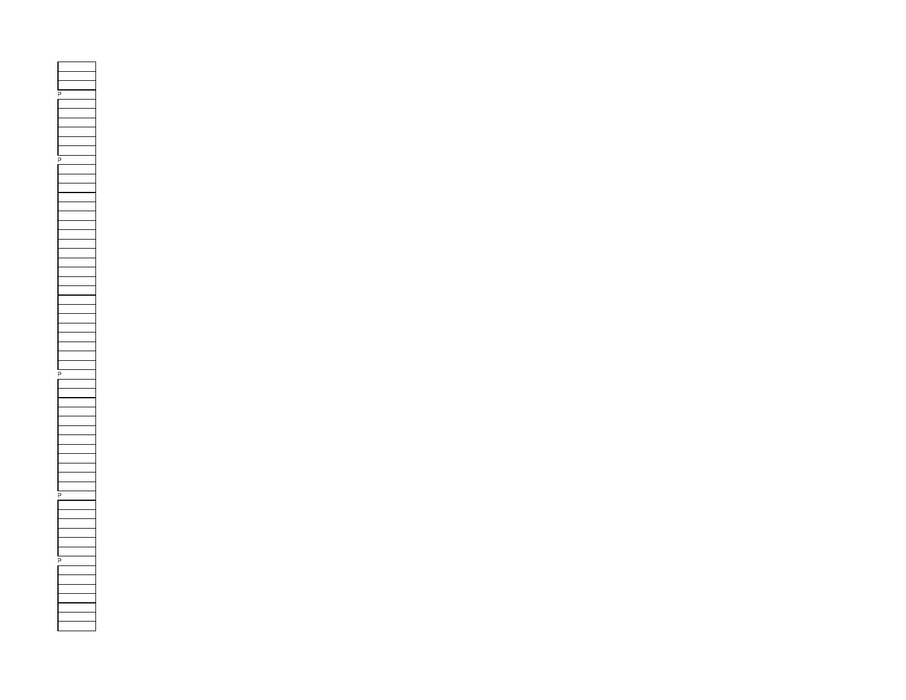| | |
|---|---|
| | |
| | |
| P | |
| | |
| | |
| | |
| | |
| | |
| | |
| P | |
| | |
| | |
| | |
| | |
| | |
| | |
| | |
| | |
| | |
| | |
| | |
| | |
| | |
| | |
| | |
| | |
| | |
| | |
| | |
| | |
| | |
| P | |
| | |
| | |
| | |
| | |
| | |
| | |
| | |
| | |
| | |
| | |
| | |
| | |
| P | |
| | |
| | |
| | |
| | |
| | |
| | |
| P | |
| | |
| | |
| | |
| | |
| | |
| | |
| | |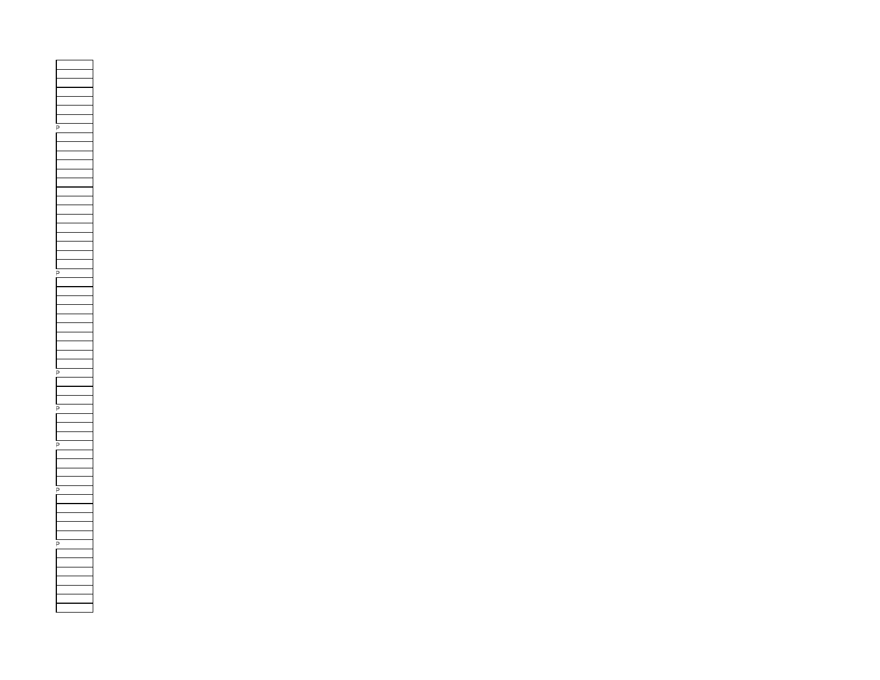| |
|---|
| |
| |
| |
| |
| |
| |
| P |
| |
| |
| |
| |
| |
| |
| |
| |
| |
| |
| |
| |
| |
| |
| |
| P |
| |
| |
| |
| |
| |
| |
| |
| |
| |
| |
| P |
| |
| |
| |
| P |
| |
| |
| |
| P |
| |
| |
| |
| |
| P |
| |
| |
| |
| |
| |
| P |
| |
| |
| |
| |
| |
| |
| |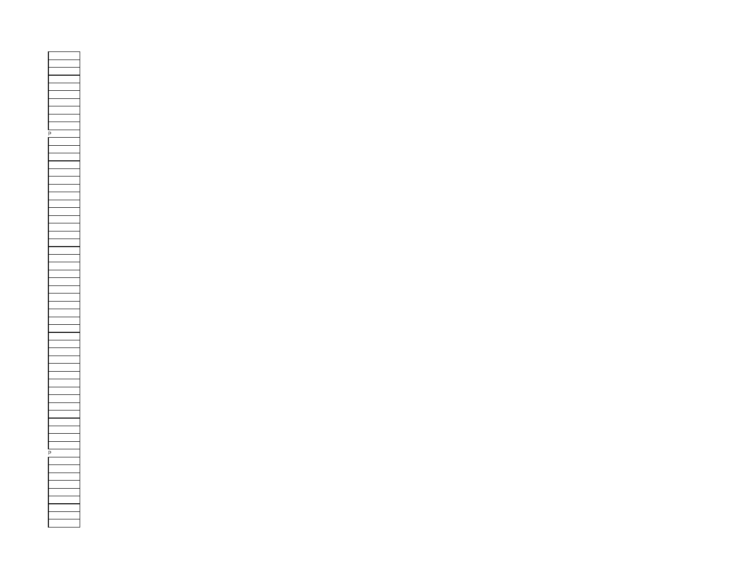P

P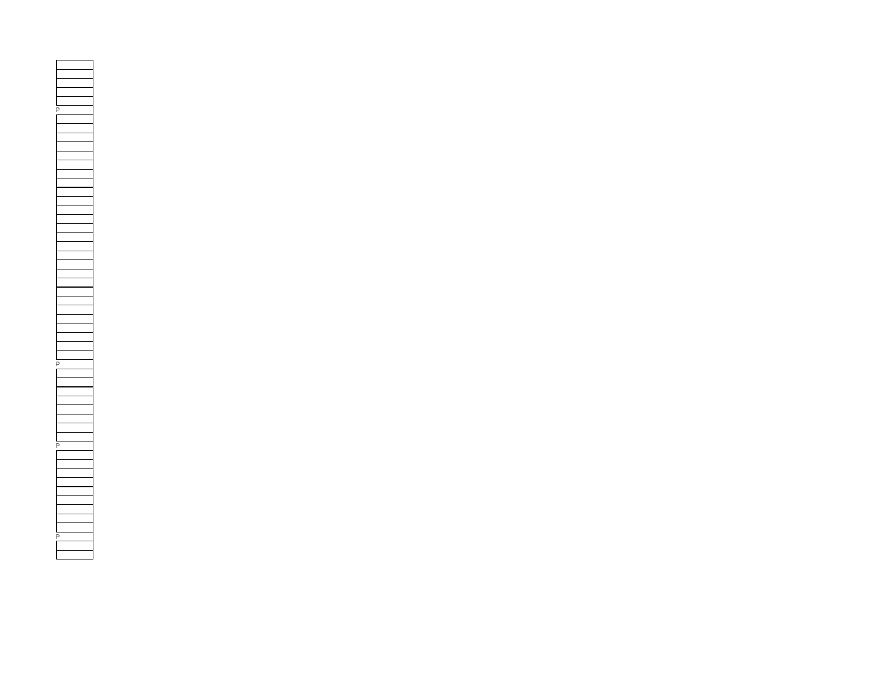| | |
|---|---|
| | |
| | |
| | |
| | |
| | |
| P | |
| | |
| | |
| | |
| | |
| | |
| | |
| | |
| | |
| | |
| | |
| | |
| | |
| | |
| | |
| | |
| | |
| | |
| | |
| | |
| | |
| | |
| | |
| | |
| | |
| | |
| | |
| | |
| P | |
| | |
| | |
| | |
| | |
| | |
| | |
| | |
| | |
| P | |
| | |
| | |
| | |
| | |
| | |
| | |
| | |
| | |
| | |
| P | |
| | |
| | |